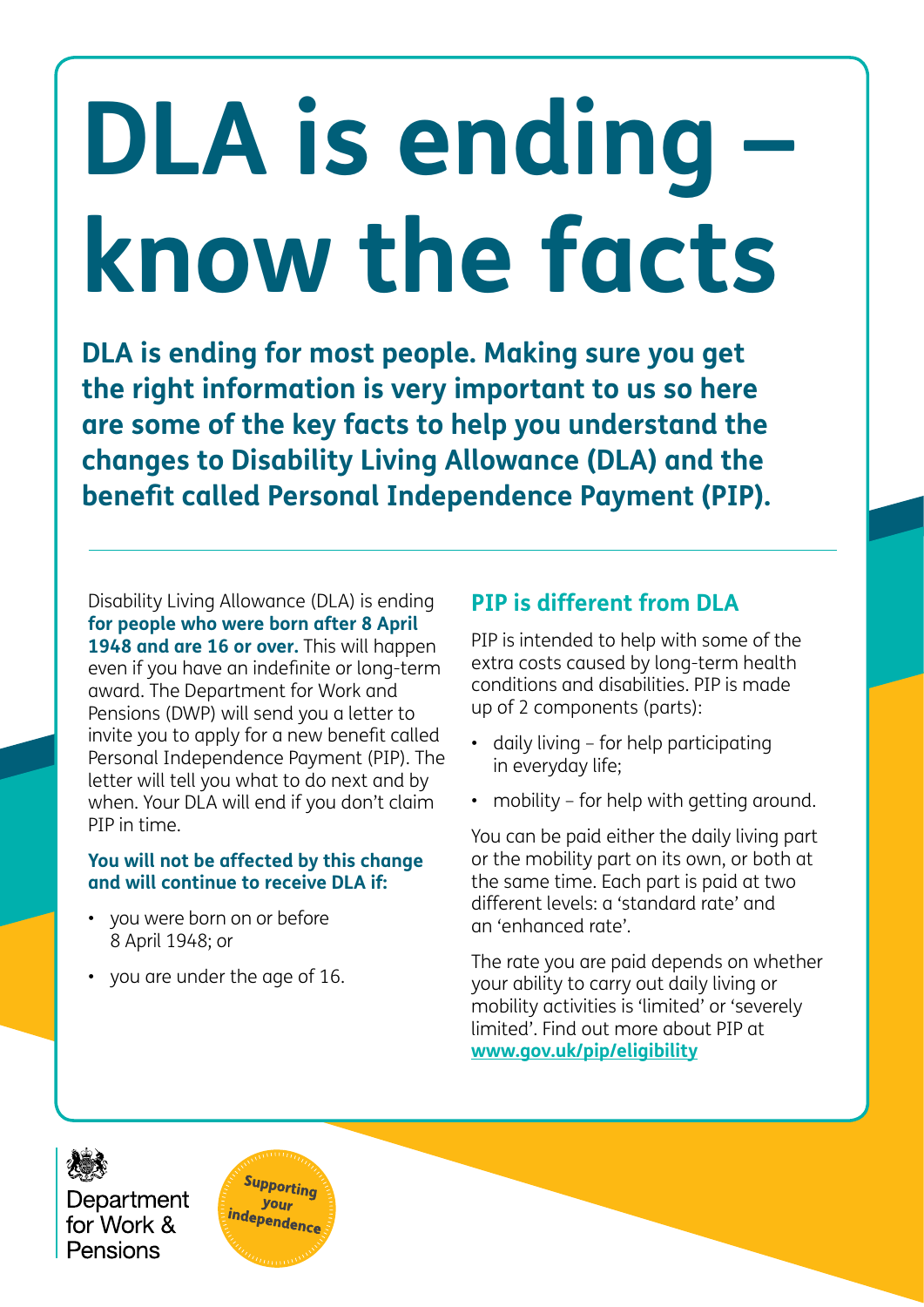# DLA is ending – know the facts

**DLA is ending for most people. Making sure you get the right information is very important to us so here are some of the key facts to help you understand the changes to Disability Living Allowance (DLA) and the benefit called Personal Independence Payment (PIP).**

---

Disability Living Allowance (DLA) is ending **for people who were born after 8 April 1948 and are 16 or over.** This will happen even if you have an indefinite or long-term award. The Department for Work and Pensions (DWP) will send you a letter to invite you to apply for a new benefit called Personal Independence Payment (PIP). The letter will tell you what to do next and by when. Your DLA will end if you don't claim PIP in time.

**You will not be affected by this change and will continue to receive DLA if:**

- you were born on or before 8 April 1948; or
- you are under the age of 16.

## PIP is different from DLA

PIP is intended to help with some of the extra costs caused by long-term health conditions and disabilities. PIP is made up of 2 components (parts):

- daily living – for help participating in everyday life;
- mobility – for help with getting around.

You can be paid either the daily living part or the mobility part on its own, or both at the same time. Each part is paid at two different levels: a 'standard rate' and an 'enhanced rate'.

The rate you are paid depends on whether your ability to carry out daily living or mobility activities is 'limited' or 'severely limited'. Find out more about PIP at **www.gov.uk/pip/eligibility**

Department for Work & Pensions

*Supporting your independence*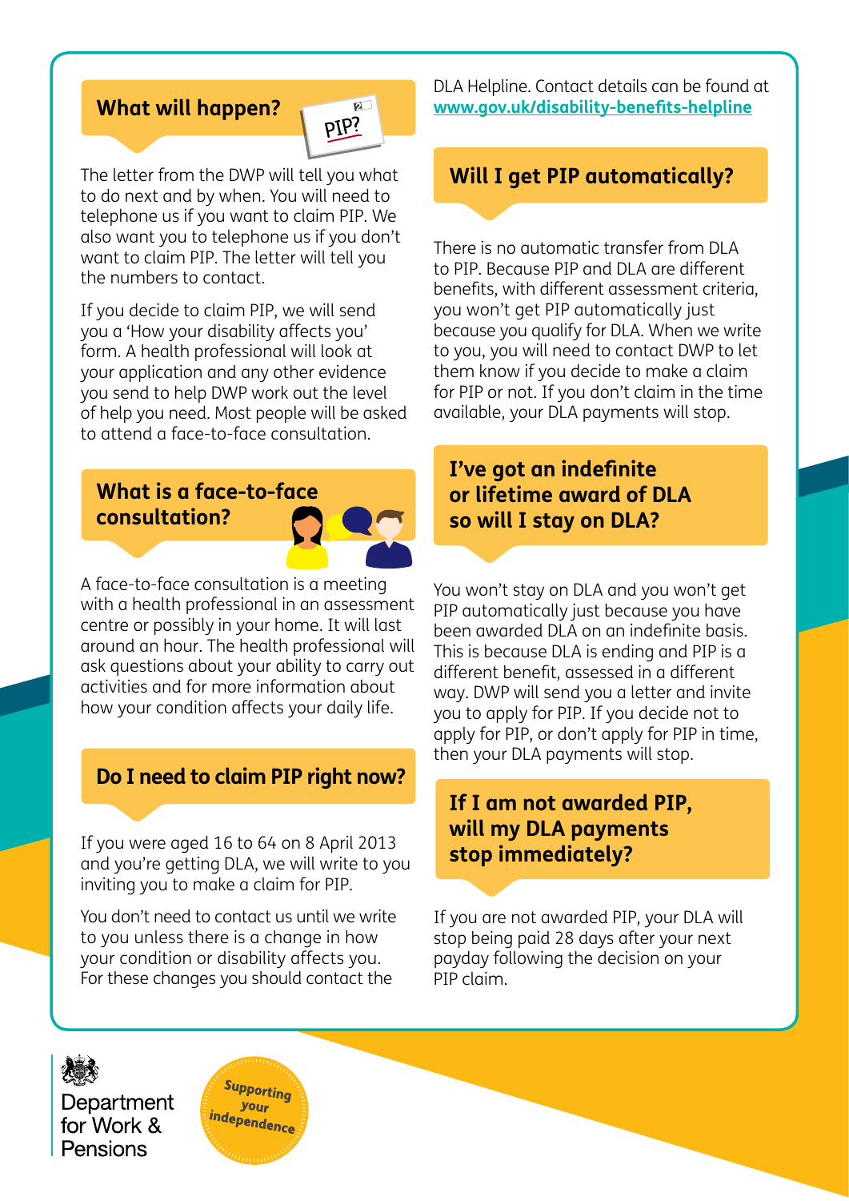## What will happen?

The letter from the DWP will tell you what to do next and by when. You will need to telephone us if you want to claim PIP. We also want you to telephone us if you don't want to claim PIP. The letter will tell you the numbers to contact.

If you decide to claim PIP, we will send you a 'How your disability affects you' form. A health professional will look at your application and any other evidence you send to help DWP work out the level of help you need. Most people will be asked to attend a face-to-face consultation.

## What is a face-to-face consultation?

A face-to-face consultation is a meeting with a health professional in an assessment centre or possibly in your home. It will last around an hour. The health professional will ask questions about your ability to carry out activities and for more information about how your condition affects your daily life.

## Do I need to claim PIP right now?

If you were aged 16 to 64 on 8 April 2013 and you're getting DLA, we will write to you inviting you to make a claim for PIP.

You don't need to contact us until we write to you unless there is a change in how your condition or disability affects you. For these changes you should contact the DLA Helpline. Contact details can be found at **www.gov.uk/disability-benefits-helpline**

## Will I get PIP automatically?

There is no automatic transfer from DLA to PIP. Because PIP and DLA are different benefits, with different assessment criteria, you won't get PIP automatically just because you qualify for DLA. When we write to you, you will need to contact DWP to let them know if you decide to make a claim for PIP or not. If you don't claim in the time available, your DLA payments will stop.

## I've got an indefinite or lifetime award of DLA so will I stay on DLA?

You won't stay on DLA and you won't get PIP automatically just because you have been awarded DLA on an indefinite basis. This is because DLA is ending and PIP is a different benefit, assessed in a different way. DWP will send you a letter and invite you to apply for PIP. If you decide not to apply for PIP, or don't apply for PIP in time, then your DLA payments will stop.

## If I am not awarded PIP, will my DLA payments stop immediately?

If you are not awarded PIP, your DLA will stop being paid 28 days after your next payday following the decision on your PIP claim.

Department for Work & Pensions

Supporting your independence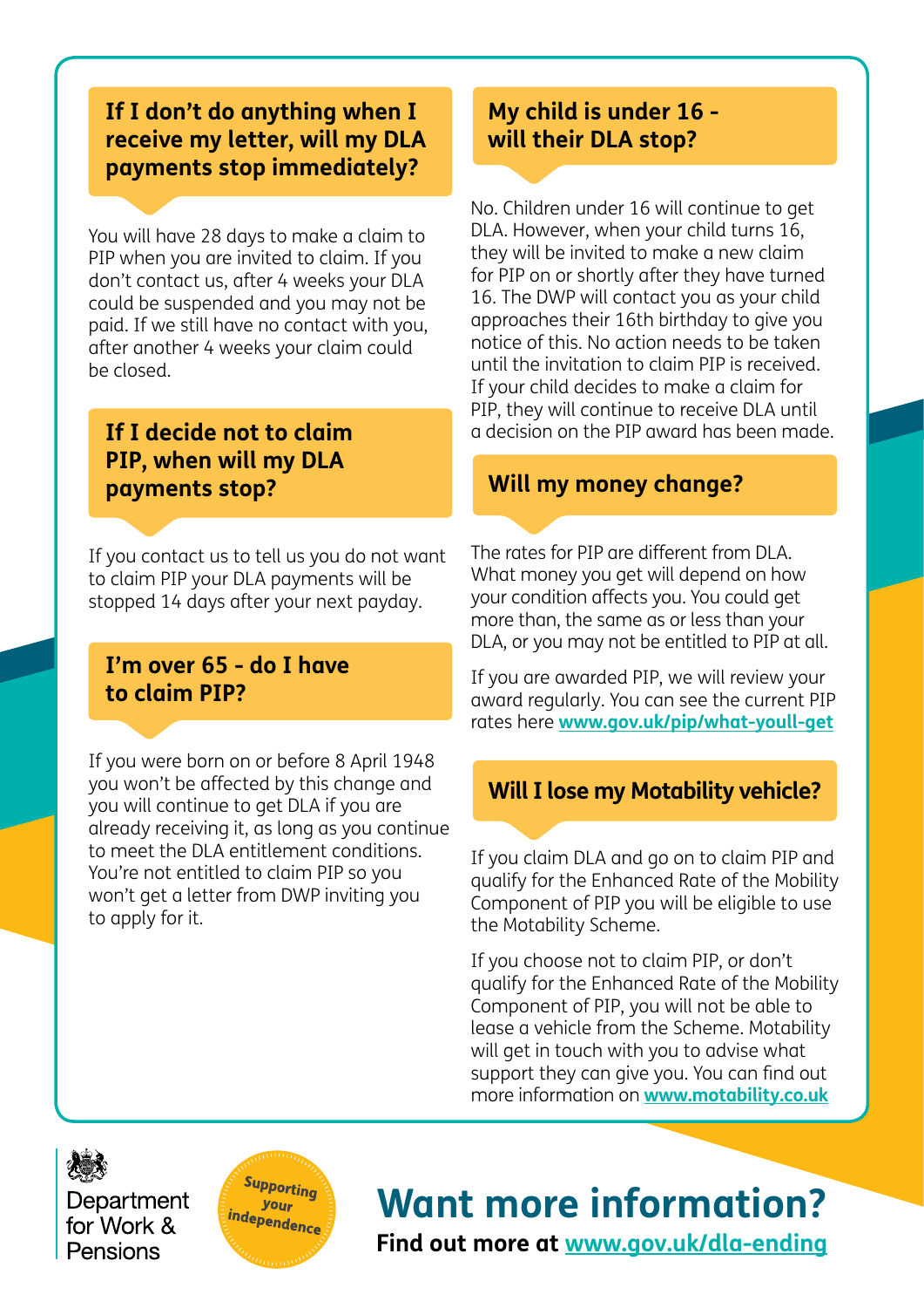## If I don't do anything when I receive my letter, will my DLA payments stop immediately?

You will have 28 days to make a claim to PIP when you are invited to claim. If you don't contact us, after 4 weeks your DLA could be suspended and you may not be paid. If we still have no contact with you, after another 4 weeks your claim could be closed.

## If I decide not to claim PIP, when will my DLA payments stop?

If you contact us to tell us you do not want to claim PIP your DLA payments will be stopped 14 days after your next payday.

## I'm over 65 - do I have to claim PIP?

If you were born on or before 8 April 1948 you won't be affected by this change and you will continue to get DLA if you are already receiving it, as long as you continue to meet the DLA entitlement conditions. You're not entitled to claim PIP so you won't get a letter from DWP inviting you to apply for it.

## My child is under 16 - will their DLA stop?

No. Children under 16 will continue to get DLA. However, when your child turns 16, they will be invited to make a new claim for PIP on or shortly after they have turned 16. The DWP will contact you as your child approaches their 16th birthday to give you notice of this. No action needs to be taken until the invitation to claim PIP is received. If your child decides to make a claim for PIP, they will continue to receive DLA until a decision on the PIP award has been made.

## Will my money change?

The rates for PIP are different from DLA. What money you get will depend on how your condition affects you. You could get more than, the same as or less than your DLA, or you may not be entitled to PIP at all.

If you are awarded PIP, we will review your award regularly. You can see the current PIP rates here **www.gov.uk/pip/what-youll-get**

## Will I lose my Motability vehicle?

If you claim DLA and go on to claim PIP and qualify for the Enhanced Rate of the Mobility Component of PIP you will be eligible to use the Motability Scheme.

If you choose not to claim PIP, or don't qualify for the Enhanced Rate of the Mobility Component of PIP, you will not be able to lease a vehicle from the Scheme. Motability will get in touch with you to advise what support they can give you. You can find out more information on **www.motability.co.uk**

Department for Work & Pensions

Supporting your independence

# Want more information?

**Find out more at www.gov.uk/dla-ending**